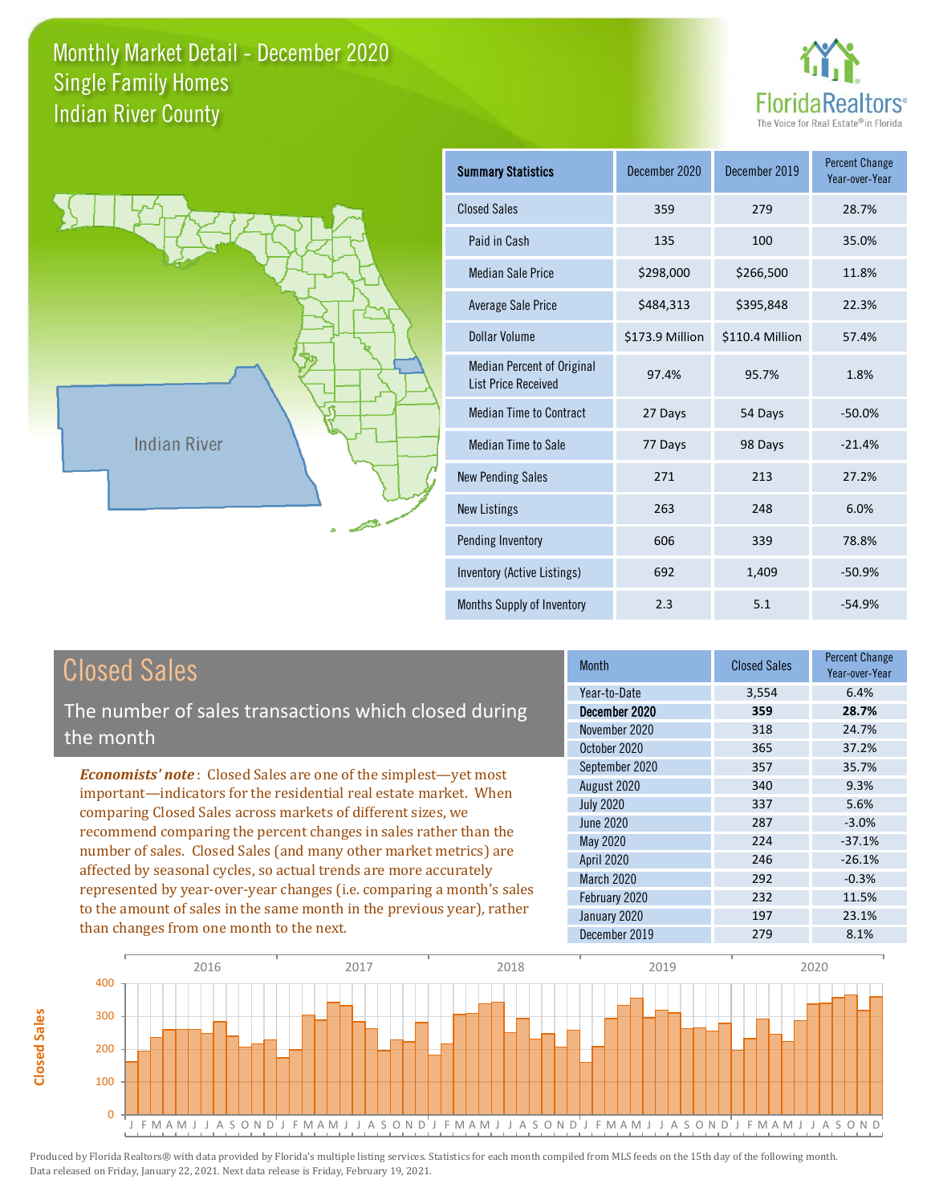# Monthly Market Detail - December 2020
## Single Family Homes
## Indian River County

FloridaRealtors® The Voice for Real Estate® in Florida

Indian River

| Summary Statistics | December 2020 | December 2019 | Percent Change Year-over-Year |
|---|---|---|---|
| Closed Sales | 359 | 279 | 28.7% |
| Paid in Cash | 135 | 100 | 35.0% |
| Median Sale Price | $298,000 | $266,500 | 11.8% |
| Average Sale Price | $484,313 | $395,848 | 22.3% |
| Dollar Volume | $173.9 Million | $110.4 Million | 57.4% |
| Median Percent of Original List Price Received | 97.4% | 95.7% | 1.8% |
| Median Time to Contract | 27 Days | 54 Days | -50.0% |
| Median Time to Sale | 77 Days | 98 Days | -21.4% |
| New Pending Sales | 271 | 213 | 27.2% |
| New Listings | 263 | 248 | 6.0% |
| Pending Inventory | 606 | 339 | 78.8% |
| Inventory (Active Listings) | 692 | 1,409 | -50.9% |
| Months Supply of Inventory | 2.3 | 5.1 | -54.9% |

## Closed Sales

The number of sales transactions which closed during the month

*Economists' note*: Closed Sales are one of the simplest—yet most important—indicators for the residential real estate market. When comparing Closed Sales across markets of different sizes, we recommend comparing the percent changes in sales rather than the number of sales. Closed Sales (and many other market metrics) are affected by seasonal cycles, so actual trends are more accurately represented by year-over-year changes (i.e. comparing a month's sales to the amount of sales in the same month in the previous year), rather than changes from one month to the next.

| Month | Closed Sales | Percent Change Year-over-Year |
|---|---|---|
| Year-to-Date | 3,554 | 6.4% |
| **December 2020** | **359** | **28.7%** |
| November 2020 | 318 | 24.7% |
| October 2020 | 365 | 37.2% |
| September 2020 | 357 | 35.7% |
| August 2020 | 340 | 9.3% |
| July 2020 | 337 | 5.6% |
| June 2020 | 287 | -3.0% |
| May 2020 | 224 | -37.1% |
| April 2020 | 246 | -26.1% |
| March 2020 | 292 | -0.3% |
| February 2020 | 232 | 11.5% |
| January 2020 | 197 | 23.1% |
| December 2019 | 279 | 8.1% |

Produced by Florida Realtors® with data provided by Florida's multiple listing services. Statistics for each month compiled from MLS feeds on the 15th day of the following month. Data released on Friday, January 22, 2021. Next data release is Friday, February 19, 2021.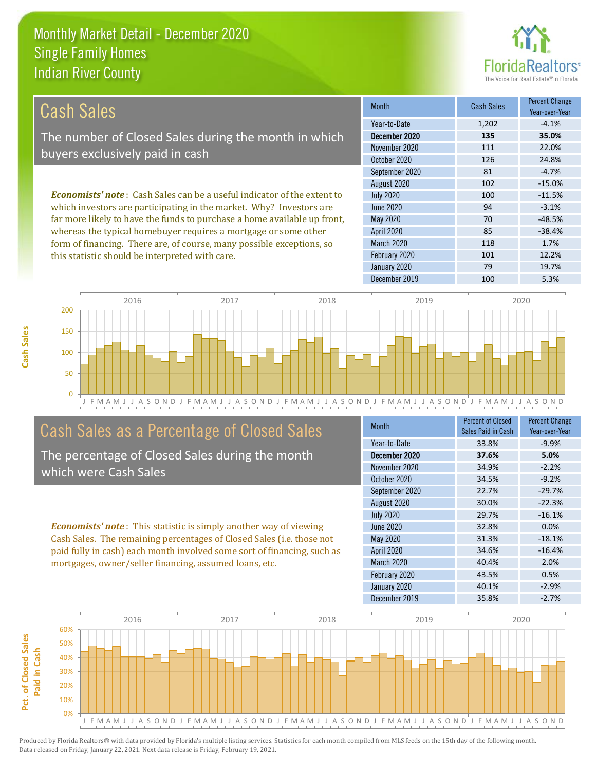# Monthly Market Detail - December 2020
## Single Family Homes
## Indian River County

## Cash Sales

The number of Closed Sales during the month in which buyers exclusively paid in cash

*Economists' note*: Cash Sales can be a useful indicator of the extent to which investors are participating in the market. Why? Investors are far more likely to have the funds to purchase a home available up front, whereas the typical homebuyer requires a mortgage or some other form of financing. There are, of course, many possible exceptions, so this statistic should be interpreted with care.

| Month | Cash Sales | Percent Change Year-over-Year |
|---|---|---|
| Year-to-Date | 1,202 | -4.1% |
| **December 2020** | **135** | **35.0%** |
| November 2020 | 111 | 22.0% |
| October 2020 | 126 | 24.8% |
| September 2020 | 81 | -4.7% |
| August 2020 | 102 | -15.0% |
| July 2020 | 100 | -11.5% |
| June 2020 | 94 | -3.1% |
| May 2020 | 70 | -48.5% |
| April 2020 | 85 | -38.4% |
| March 2020 | 118 | 1.7% |
| February 2020 | 101 | 12.2% |
| January 2020 | 79 | 19.7% |
| December 2019 | 100 | 5.3% |

## Cash Sales as a Percentage of Closed Sales

The percentage of Closed Sales during the month which were Cash Sales

*Economists' note*: This statistic is simply another way of viewing Cash Sales. The remaining percentages of Closed Sales (i.e. those not paid fully in cash) each month involved some sort of financing, such as mortgages, owner/seller financing, assumed loans, etc.

| Month | Percent of Closed Sales Paid in Cash | Percent Change Year-over-Year |
|---|---|---|
| Year-to-Date | 33.8% | -9.9% |
| **December 2020** | **37.6%** | **5.0%** |
| November 2020 | 34.9% | -2.2% |
| October 2020 | 34.5% | -9.2% |
| September 2020 | 22.7% | -29.7% |
| August 2020 | 30.0% | -22.3% |
| July 2020 | 29.7% | -16.1% |
| June 2020 | 32.8% | 0.0% |
| May 2020 | 31.3% | -18.1% |
| April 2020 | 34.6% | -16.4% |
| March 2020 | 40.4% | 2.0% |
| February 2020 | 43.5% | 0.5% |
| January 2020 | 40.1% | -2.9% |
| December 2019 | 35.8% | -2.7% |

Produced by Florida Realtors® with data provided by Florida's multiple listing services. Statistics for each month compiled from MLS feeds on the 15th day of the following month. Data released on Friday, January 22, 2021. Next data release is Friday, February 19, 2021.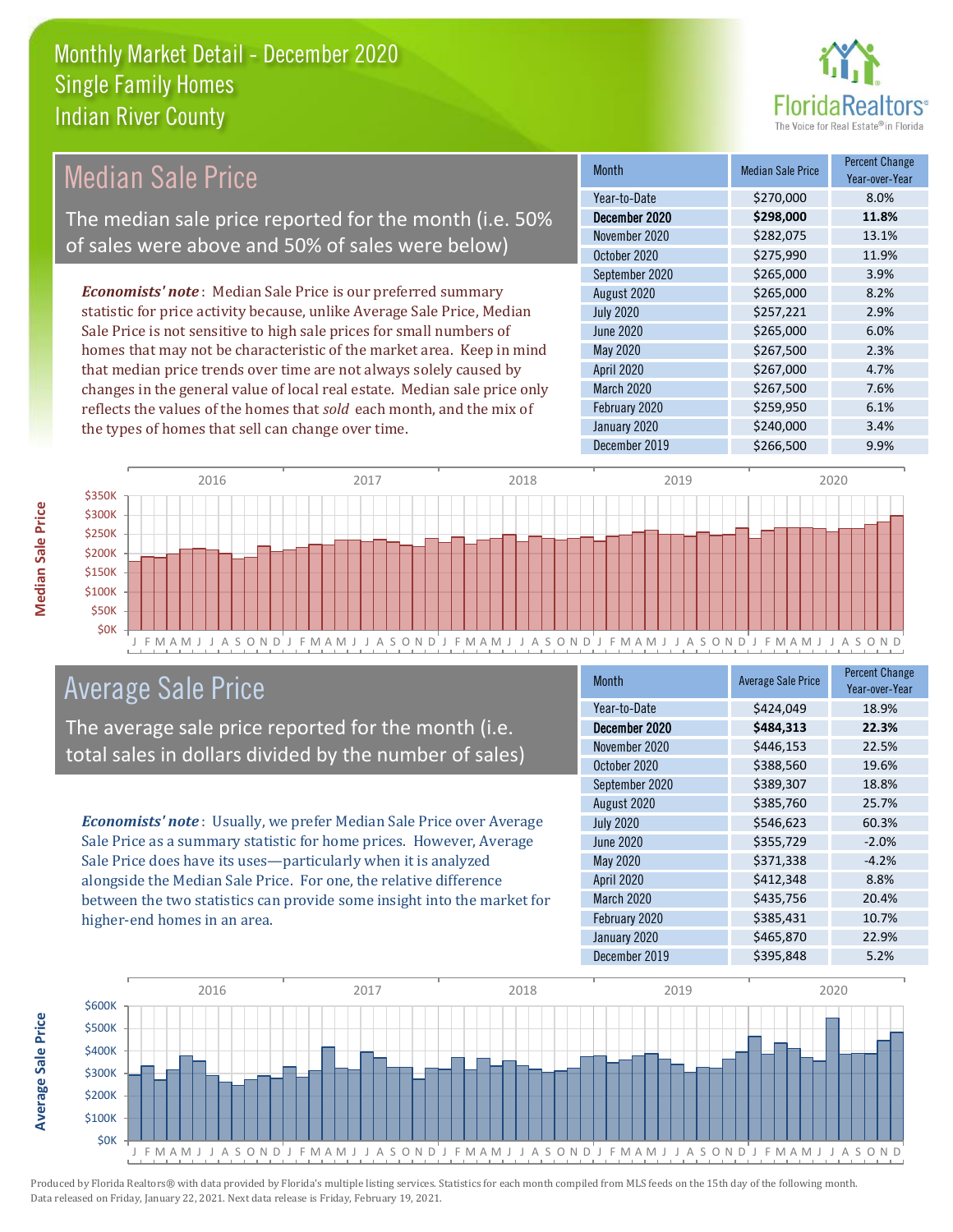# Monthly Market Detail - December 2020
## Single Family Homes
## Indian River County

## Median Sale Price

The median sale price reported for the month (i.e. 50% of sales were above and 50% of sales were below)

*Economists' note*: Median Sale Price is our preferred summary statistic for price activity because, unlike Average Sale Price, Median Sale Price is not sensitive to high sale prices for small numbers of homes that may not be characteristic of the market area. Keep in mind that median price trends over time are not always solely caused by changes in the general value of local real estate. Median sale price only reflects the values of the homes that *sold* each month, and the mix of the types of homes that sell can change over time.

| Month | Median Sale Price | Percent Change Year-over-Year |
|---|---|---|
| Year-to-Date | $270,000 | 8.0% |
| **December 2020** | **$298,000** | **11.8%** |
| November 2020 | $282,075 | 13.1% |
| October 2020 | $275,990 | 11.9% |
| September 2020 | $265,000 | 3.9% |
| August 2020 | $265,000 | 8.2% |
| July 2020 | $257,221 | 2.9% |
| June 2020 | $265,000 | 6.0% |
| May 2020 | $267,500 | 2.3% |
| April 2020 | $267,000 | 4.7% |
| March 2020 | $267,500 | 7.6% |
| February 2020 | $259,950 | 6.1% |
| January 2020 | $240,000 | 3.4% |
| December 2019 | $266,500 | 9.9% |

## Average Sale Price

The average sale price reported for the month (i.e. total sales in dollars divided by the number of sales)

*Economists' note*: Usually, we prefer Median Sale Price over Average Sale Price as a summary statistic for home prices. However, Average Sale Price does have its uses—particularly when it is analyzed alongside the Median Sale Price. For one, the relative difference between the two statistics can provide some insight into the market for higher-end homes in an area.

| Month | Average Sale Price | Percent Change Year-over-Year |
|---|---|---|
| Year-to-Date | $424,049 | 18.9% |
| **December 2020** | **$484,313** | **22.3%** |
| November 2020 | $446,153 | 22.5% |
| October 2020 | $388,560 | 19.6% |
| September 2020 | $389,307 | 18.8% |
| August 2020 | $385,760 | 25.7% |
| July 2020 | $546,623 | 60.3% |
| June 2020 | $355,729 | -2.0% |
| May 2020 | $371,338 | -4.2% |
| April 2020 | $412,348 | 8.8% |
| March 2020 | $435,756 | 20.4% |
| February 2020 | $385,431 | 10.7% |
| January 2020 | $465,870 | 22.9% |
| December 2019 | $395,848 | 5.2% |

Produced by Florida Realtors® with data provided by Florida's multiple listing services. Statistics for each month compiled from MLS feeds on the 15th day of the following month. Data released on Friday, January 22, 2021. Next data release is Friday, February 19, 2021.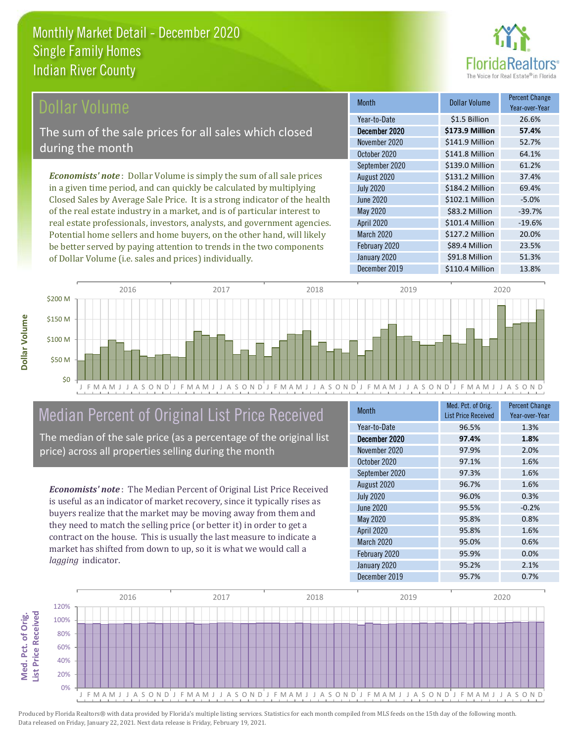# Monthly Market Detail - December 2020
## Single Family Homes
## Indian River County

## Dollar Volume

The sum of the sale prices for all sales which closed during the month

***Economists' note***: Dollar Volume is simply the sum of all sale prices in a given time period, and can quickly be calculated by multiplying Closed Sales by Average Sale Price. It is a strong indicator of the health of the real estate industry in a market, and is of particular interest to real estate professionals, investors, analysts, and government agencies. Potential home sellers and home buyers, on the other hand, will likely be better served by paying attention to trends in the two components of Dollar Volume (i.e. sales and prices) individually.

| Month | Dollar Volume | Percent Change Year-over-Year |
|---|---|---|
| Year-to-Date | $1.5 Billion | 26.6% |
| **December 2020** | **$173.9 Million** | **57.4%** |
| November 2020 | $141.9 Million | 52.7% |
| October 2020 | $141.8 Million | 64.1% |
| September 2020 | $139.0 Million | 61.2% |
| August 2020 | $131.2 Million | 37.4% |
| July 2020 | $184.2 Million | 69.4% |
| June 2020 | $102.1 Million | -5.0% |
| May 2020 | $83.2 Million | -39.7% |
| April 2020 | $101.4 Million | -19.6% |
| March 2020 | $127.2 Million | 20.0% |
| February 2020 | $89.4 Million | 23.5% |
| January 2020 | $91.8 Million | 51.3% |
| December 2019 | $110.4 Million | 13.8% |

## Median Percent of Original List Price Received

The median of the sale price (as a percentage of the original list price) across all properties selling during the month

***Economists' note***: The Median Percent of Original List Price Received is useful as an indicator of market recovery, since it typically rises as buyers realize that the market may be moving away from them and they need to match the selling price (or better it) in order to get a contract on the house. This is usually the last measure to indicate a market has shifted from down to up, so it is what we would call a *lagging* indicator.

| Month | Med. Pct. of Orig. List Price Received | Percent Change Year-over-Year |
|---|---|---|
| Year-to-Date | 96.5% | 1.3% |
| **December 2020** | **97.4%** | **1.8%** |
| November 2020 | 97.9% | 2.0% |
| October 2020 | 97.1% | 1.6% |
| September 2020 | 97.3% | 1.6% |
| August 2020 | 96.7% | 1.6% |
| July 2020 | 96.0% | 0.3% |
| June 2020 | 95.5% | -0.2% |
| May 2020 | 95.8% | 0.8% |
| April 2020 | 95.8% | 1.6% |
| March 2020 | 95.0% | 0.6% |
| February 2020 | 95.9% | 0.0% |
| January 2020 | 95.2% | 2.1% |
| December 2019 | 95.7% | 0.7% |

Produced by Florida Realtors® with data provided by Florida's multiple listing services. Statistics for each month compiled from MLS feeds on the 15th day of the following month. Data released on Friday, January 22, 2021. Next data release is Friday, February 19, 2021.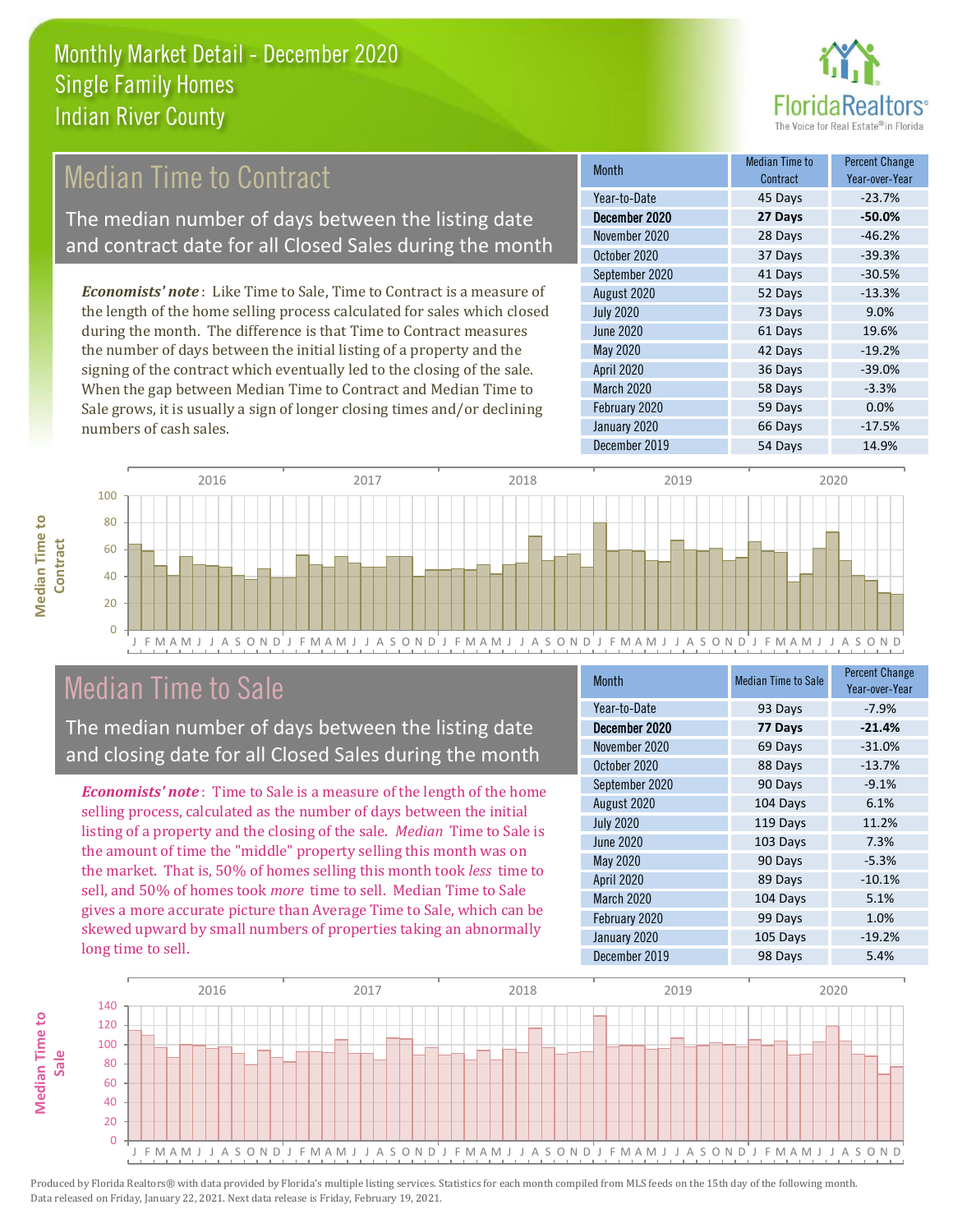Monthly Market Detail - December 2020
Single Family Homes
Indian River County

## Median Time to Contract

The median number of days between the listing date and contract date for all Closed Sales during the month

*Economists' note*: Like Time to Sale, Time to Contract is a measure of the length of the home selling process calculated for sales which closed during the month. The difference is that Time to Contract measures the number of days between the initial listing of a property and the signing of the contract which eventually led to the closing of the sale. When the gap between Median Time to Contract and Median Time to Sale grows, it is usually a sign of longer closing times and/or declining numbers of cash sales.

| Month | Median Time to Contract | Percent Change Year-over-Year |
|---|---|---|
| Year-to-Date | 45 Days | -23.7% |
| **December 2020** | **27 Days** | **-50.0%** |
| November 2020 | 28 Days | -46.2% |
| October 2020 | 37 Days | -39.3% |
| September 2020 | 41 Days | -30.5% |
| August 2020 | 52 Days | -13.3% |
| July 2020 | 73 Days | 9.0% |
| June 2020 | 61 Days | 19.6% |
| May 2020 | 42 Days | -19.2% |
| April 2020 | 36 Days | -39.0% |
| March 2020 | 58 Days | -3.3% |
| February 2020 | 59 Days | 0.0% |
| January 2020 | 66 Days | -17.5% |
| December 2019 | 54 Days | 14.9% |

## Median Time to Sale

The median number of days between the listing date and closing date for all Closed Sales during the month

*Economists' note*: Time to Sale is a measure of the length of the home selling process, calculated as the number of days between the initial listing of a property and the closing of the sale. *Median* Time to Sale is the amount of time the "middle" property selling this month was on the market. That is, 50% of homes selling this month took *less* time to sell, and 50% of homes took *more* time to sell. Median Time to Sale gives a more accurate picture than Average Time to Sale, which can be skewed upward by small numbers of properties taking an abnormally long time to sell.

| Month | Median Time to Sale | Percent Change Year-over-Year |
|---|---|---|
| Year-to-Date | 93 Days | -7.9% |
| **December 2020** | **77 Days** | **-21.4%** |
| November 2020 | 69 Days | -31.0% |
| October 2020 | 88 Days | -13.7% |
| September 2020 | 90 Days | -9.1% |
| August 2020 | 104 Days | 6.1% |
| July 2020 | 119 Days | 11.2% |
| June 2020 | 103 Days | 7.3% |
| May 2020 | 90 Days | -5.3% |
| April 2020 | 89 Days | -10.1% |
| March 2020 | 104 Days | 5.1% |
| February 2020 | 99 Days | 1.0% |
| January 2020 | 105 Days | -19.2% |
| December 2019 | 98 Days | 5.4% |

Produced by Florida Realtors® with data provided by Florida's multiple listing services. Statistics for each month compiled from MLS feeds on the 15th day of the following month. Data released on Friday, January 22, 2021. Next data release is Friday, February 19, 2021.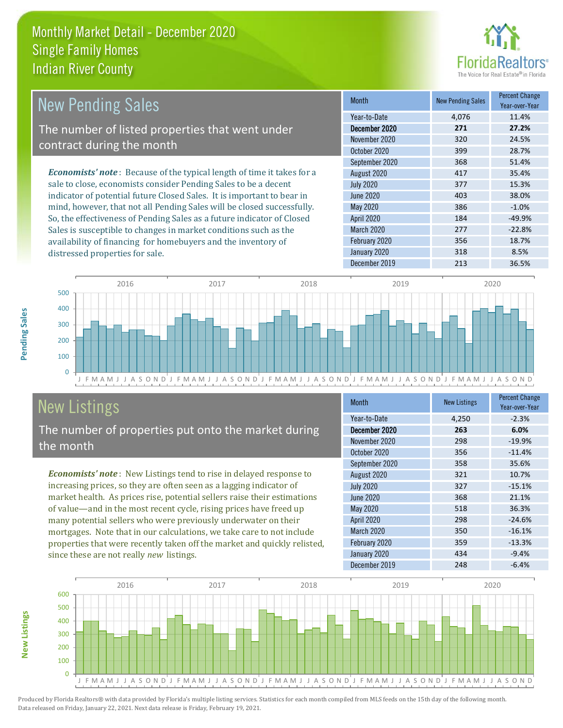# Monthly Market Detail - December 2020
## Single Family Homes
## Indian River County

## New Pending Sales

The number of listed properties that went under contract during the month

*Economists' note*: Because of the typical length of time it takes for a sale to close, economists consider Pending Sales to be a decent indicator of potential future Closed Sales. It is important to bear in mind, however, that not all Pending Sales will be closed successfully. So, the effectiveness of Pending Sales as a future indicator of Closed Sales is susceptible to changes in market conditions such as the availability of financing for homebuyers and the inventory of distressed properties for sale.

| Month | New Pending Sales | Percent Change Year-over-Year |
|---|---|---|
| Year-to-Date | 4,076 | 11.4% |
| **December 2020** | **271** | **27.2%** |
| November 2020 | 320 | 24.5% |
| October 2020 | 399 | 28.7% |
| September 2020 | 368 | 51.4% |
| August 2020 | 417 | 35.4% |
| July 2020 | 377 | 15.3% |
| June 2020 | 403 | 38.0% |
| May 2020 | 386 | -1.0% |
| April 2020 | 184 | -49.9% |
| March 2020 | 277 | -22.8% |
| February 2020 | 356 | 18.7% |
| January 2020 | 318 | 8.5% |
| December 2019 | 213 | 36.5% |

## New Listings

The number of properties put onto the market during the month

*Economists' note*: New Listings tend to rise in delayed response to increasing prices, so they are often seen as a lagging indicator of market health. As prices rise, potential sellers raise their estimations of value—and in the most recent cycle, rising prices have freed up many potential sellers who were previously underwater on their mortgages. Note that in our calculations, we take care to not include properties that were recently taken off the market and quickly relisted, since these are not really *new* listings.

| Month | New Listings | Percent Change Year-over-Year |
|---|---|---|
| Year-to-Date | 4,250 | -2.3% |
| **December 2020** | **263** | **6.0%** |
| November 2020 | 298 | -19.9% |
| October 2020 | 356 | -11.4% |
| September 2020 | 358 | 35.6% |
| August 2020 | 321 | 10.7% |
| July 2020 | 327 | -15.1% |
| June 2020 | 368 | 21.1% |
| May 2020 | 518 | 36.3% |
| April 2020 | 298 | -24.6% |
| March 2020 | 350 | -16.1% |
| February 2020 | 359 | -13.3% |
| January 2020 | 434 | -9.4% |
| December 2019 | 248 | -6.4% |

Produced by Florida Realtors® with data provided by Florida's multiple listing services. Statistics for each month compiled from MLS feeds on the 15th day of the following month. Data released on Friday, January 22, 2021. Next data release is Friday, February 19, 2021.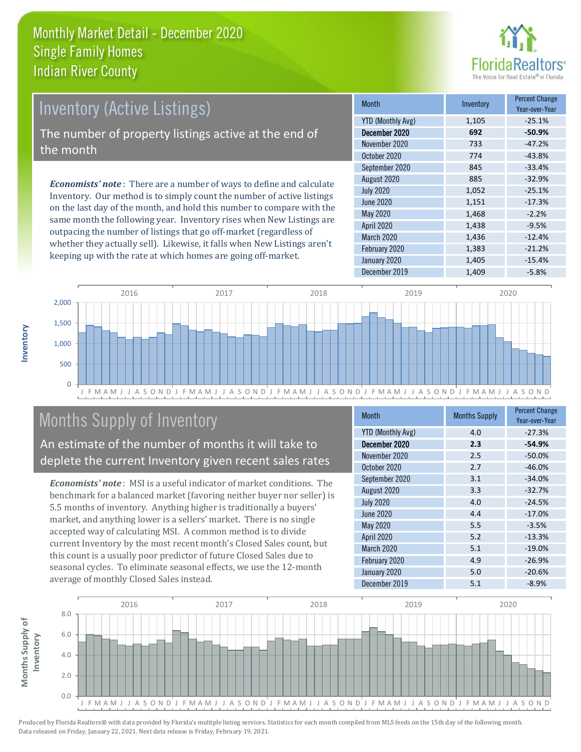# Monthly Market Detail - December 2020
## Single Family Homes
## Indian River County

## Inventory (Active Listings)

The number of property listings active at the end of the month

***Economists' note***: There are a number of ways to define and calculate Inventory. Our method is to simply count the number of active listings on the last day of the month, and hold this number to compare with the same month the following year. Inventory rises when New Listings are outpacing the number of listings that go off-market (regardless of whether they actually sell). Likewise, it falls when New Listings aren't keeping up with the rate at which homes are going off-market.

| Month | Inventory | Percent Change Year-over-Year |
|---|---|---|
| YTD (Monthly Avg) | 1,105 | -25.1% |
| **December 2020** | **692** | **-50.9%** |
| November 2020 | 733 | -47.2% |
| October 2020 | 774 | -43.8% |
| September 2020 | 845 | -33.4% |
| August 2020 | 885 | -32.9% |
| July 2020 | 1,052 | -25.1% |
| June 2020 | 1,151 | -17.3% |
| May 2020 | 1,468 | -2.2% |
| April 2020 | 1,438 | -9.5% |
| March 2020 | 1,436 | -12.4% |
| February 2020 | 1,383 | -21.2% |
| January 2020 | 1,405 | -15.4% |
| December 2019 | 1,409 | -5.8% |

## Months Supply of Inventory

An estimate of the number of months it will take to deplete the current Inventory given recent sales rates

***Economists' note***: MSI is a useful indicator of market conditions. The benchmark for a balanced market (favoring neither buyer nor seller) is 5.5 months of inventory. Anything higher is traditionally a buyers' market, and anything lower is a sellers' market. There is no single accepted way of calculating MSI. A common method is to divide current Inventory by the most recent month's Closed Sales count, but this count is a usually poor predictor of future Closed Sales due to seasonal cycles. To eliminate seasonal effects, we use the 12-month average of monthly Closed Sales instead.

| Month | Months Supply | Percent Change Year-over-Year |
|---|---|---|
| YTD (Monthly Avg) | 4.0 | -27.3% |
| **December 2020** | **2.3** | **-54.9%** |
| November 2020 | 2.5 | -50.0% |
| October 2020 | 2.7 | -46.0% |
| September 2020 | 3.1 | -34.0% |
| August 2020 | 3.3 | -32.7% |
| July 2020 | 4.0 | -24.5% |
| June 2020 | 4.4 | -17.0% |
| May 2020 | 5.5 | -3.5% |
| April 2020 | 5.2 | -13.3% |
| March 2020 | 5.1 | -19.0% |
| February 2020 | 4.9 | -26.9% |
| January 2020 | 5.0 | -20.6% |
| December 2019 | 5.1 | -8.9% |

Produced by Florida Realtors® with data provided by Florida's multiple listing services. Statistics for each month compiled from MLS feeds on the 15th day of the following month. Data released on Friday, January 22, 2021. Next data release is Friday, February 19, 2021.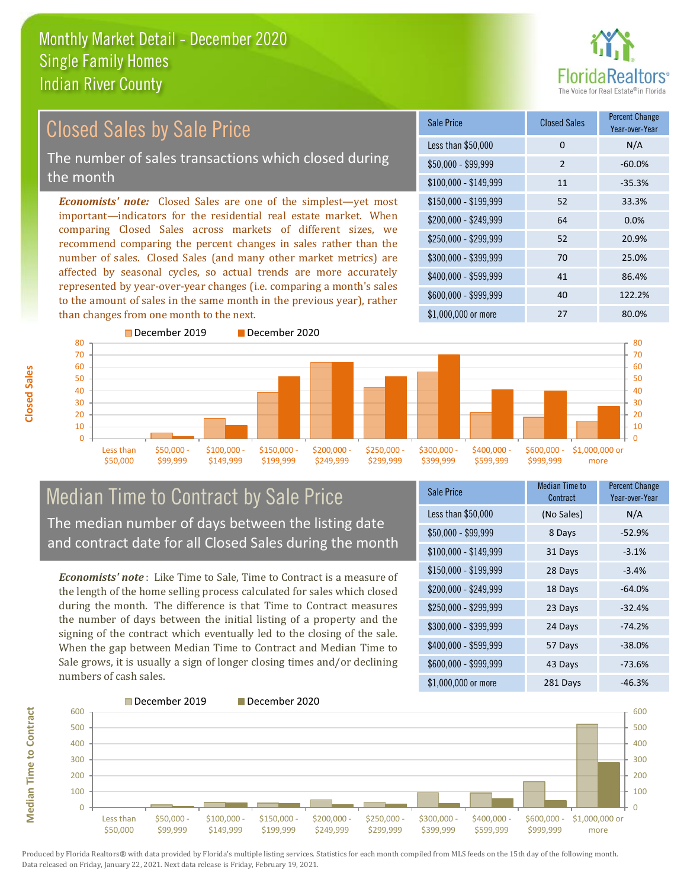# Monthly Market Detail - December 2020
## Single Family Homes
## Indian River County

## Closed Sales by Sale Price

The number of sales transactions which closed during the month

***Economists' note:*** Closed Sales are one of the simplest—yet most important—indicators for the residential real estate market. When comparing Closed Sales across markets of different sizes, we recommend comparing the percent changes in sales rather than the number of sales. Closed Sales (and many other market metrics) are affected by seasonal cycles, so actual trends are more accurately represented by year-over-year changes (i.e. comparing a month's sales to the amount of sales in the same month in the previous year), rather than changes from one month to the next.

| Sale Price | Closed Sales | Percent Change Year-over-Year |
|---|---|---|
| Less than $50,000 | 0 | N/A |
| $50,000 - $99,999 | 2 | -60.0% |
| $100,000 - $149,999 | 11 | -35.3% |
| $150,000 - $199,999 | 52 | 33.3% |
| $200,000 - $249,999 | 64 | 0.0% |
| $250,000 - $299,999 | 52 | 20.9% |
| $300,000 - $399,999 | 70 | 25.0% |
| $400,000 - $599,999 | 41 | 86.4% |
| $600,000 - $999,999 | 40 | 122.2% |
| $1,000,000 or more | 27 | 80.0% |

## Median Time to Contract by Sale Price

The median number of days between the listing date and contract date for all Closed Sales during the month

***Economists' note***: Like Time to Sale, Time to Contract is a measure of the length of the home selling process calculated for sales which closed during the month. The difference is that Time to Contract measures the number of days between the initial listing of a property and the signing of the contract which eventually led to the closing of the sale. When the gap between Median Time to Contract and Median Time to Sale grows, it is usually a sign of longer closing times and/or declining numbers of cash sales.

| Sale Price | Median Time to Contract | Percent Change Year-over-Year |
|---|---|---|
| Less than $50,000 | (No Sales) | N/A |
| $50,000 - $99,999 | 8 Days | -52.9% |
| $100,000 - $149,999 | 31 Days | -3.1% |
| $150,000 - $199,999 | 28 Days | -3.4% |
| $200,000 - $249,999 | 18 Days | -64.0% |
| $250,000 - $299,999 | 23 Days | -32.4% |
| $300,000 - $399,999 | 24 Days | -74.2% |
| $400,000 - $599,999 | 57 Days | -38.0% |
| $600,000 - $999,999 | 43 Days | -73.6% |
| $1,000,000 or more | 281 Days | -46.3% |

Produced by Florida Realtors® with data provided by Florida's multiple listing services. Statistics for each month compiled from MLS feeds on the 15th day of the following month. Data released on Friday, January 22, 2021. Next data release is Friday, February 19, 2021.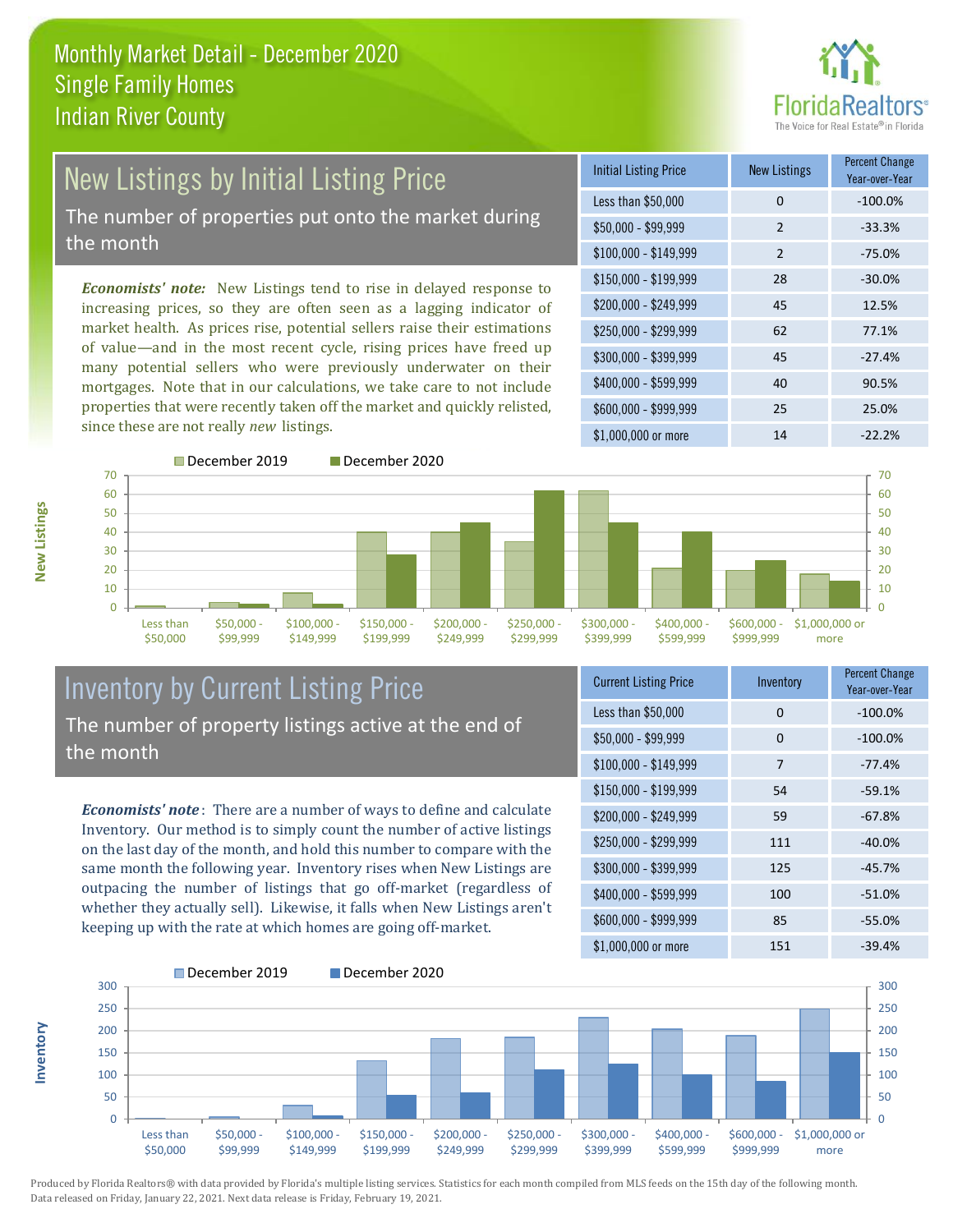# Monthly Market Detail - December 2020
## Single Family Homes
## Indian River County

## New Listings by Initial Listing Price

The number of properties put onto the market during the month

*Economists' note:* New Listings tend to rise in delayed response to increasing prices, so they are often seen as a lagging indicator of market health. As prices rise, potential sellers raise their estimations of value—and in the most recent cycle, rising prices have freed up many potential sellers who were previously underwater on their mortgages. Note that in our calculations, we take care to not include properties that were recently taken off the market and quickly relisted, since these are not really *new* listings.

| Initial Listing Price | New Listings | Percent Change Year-over-Year |
|---|---|---|
| Less than $50,000 | 0 | -100.0% |
| $50,000 - $99,999 | 2 | -33.3% |
| $100,000 - $149,999 | 2 | -75.0% |
| $150,000 - $199,999 | 28 | -30.0% |
| $200,000 - $249,999 | 45 | 12.5% |
| $250,000 - $299,999 | 62 | 77.1% |
| $300,000 - $399,999 | 45 | -27.4% |
| $400,000 - $599,999 | 40 | 90.5% |
| $600,000 - $999,999 | 25 | 25.0% |
| $1,000,000 or more | 14 | -22.2% |

## Inventory by Current Listing Price

The number of property listings active at the end of the month

*Economists' note*: There are a number of ways to define and calculate Inventory. Our method is to simply count the number of active listings on the last day of the month, and hold this number to compare with the same month the following year. Inventory rises when New Listings are outpacing the number of listings that go off-market (regardless of whether they actually sell). Likewise, it falls when New Listings aren't keeping up with the rate at which homes are going off-market.

| Current Listing Price | Inventory | Percent Change Year-over-Year |
|---|---|---|
| Less than $50,000 | 0 | -100.0% |
| $50,000 - $99,999 | 0 | -100.0% |
| $100,000 - $149,999 | 7 | -77.4% |
| $150,000 - $199,999 | 54 | -59.1% |
| $200,000 - $249,999 | 59 | -67.8% |
| $250,000 - $299,999 | 111 | -40.0% |
| $300,000 - $399,999 | 125 | -45.7% |
| $400,000 - $599,999 | 100 | -51.0% |
| $600,000 - $999,999 | 85 | -55.0% |
| $1,000,000 or more | 151 | -39.4% |

Produced by Florida Realtors® with data provided by Florida's multiple listing services. Statistics for each month compiled from MLS feeds on the 15th day of the following month. Data released on Friday, January 22, 2021. Next data release is Friday, February 19, 2021.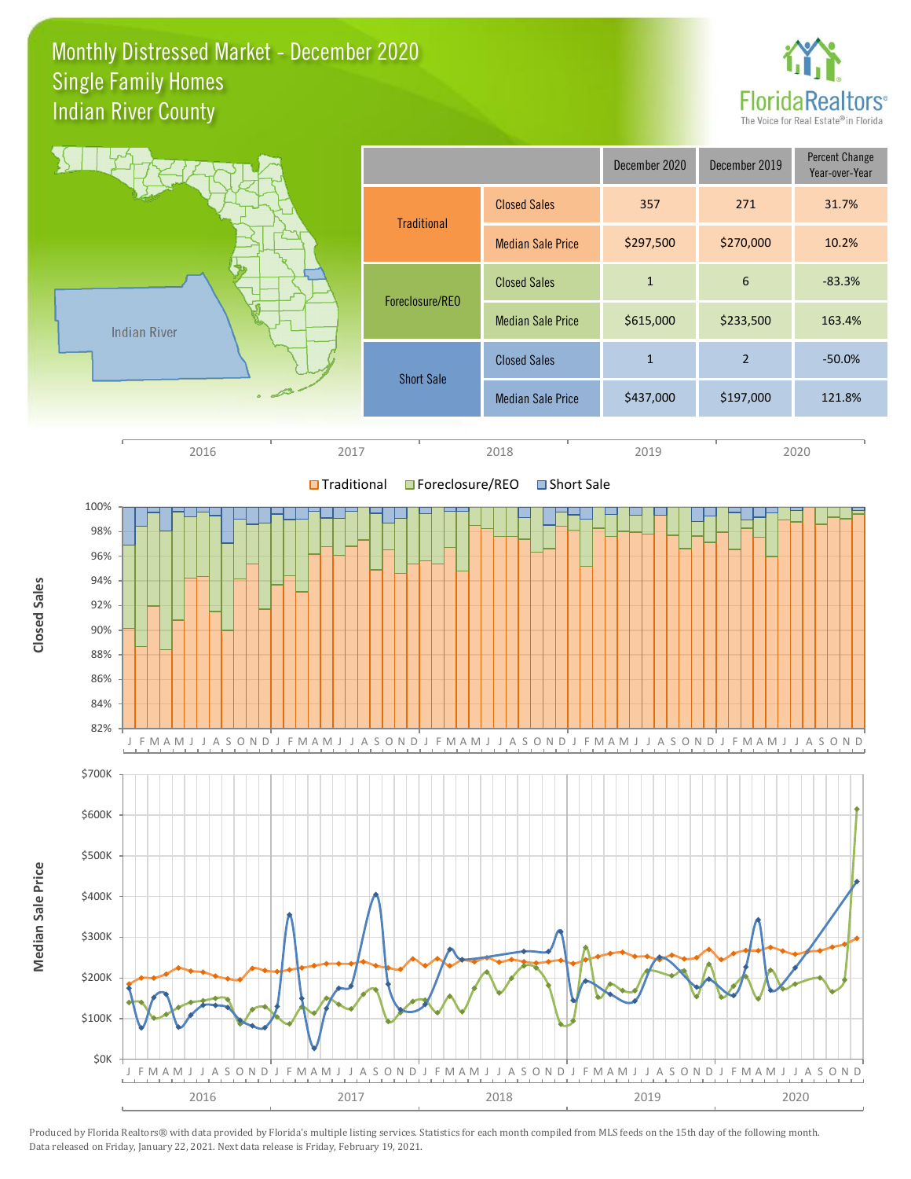# Monthly Distressed Market - December 2020
## Single Family Homes
## Indian River County

FloridaRealtors®
The Voice for Real Estate® in Florida

Indian River

| | | December 2020 | December 2019 | Percent Change Year-over-Year |
|---|---|---|---|---|
| Traditional | Closed Sales | 357 | 271 | 31.7% |
| | Median Sale Price | $297,500 | $270,000 | 10.2% |
| Foreclosure/REO | Closed Sales | 1 | 6 | -83.3% |
| | Median Sale Price | $615,000 | $233,500 | 163.4% |
| Short Sale | Closed Sales | 1 | 2 | -50.0% |
| | Median Sale Price | $437,000 | $197,000 | 121.8% |

2016 2017 2018 2019 2020

Traditional Foreclosure/REO Short Sale

Closed Sales

100% 98% 96% 94% 92% 90% 88% 86% 84% 82%

J F M A M J J A S O N D J F M A M J J A S O N D J F M A M J J A S O N D J F M A M J J A S O N D J F M A M J J A S O N D

Median Sale Price

$700K $600K $500K $400K $300K $200K $100K $0K

J F M A M J J A S O N D J F M A M J J A S O N D J F M A M J J A S O N D J F M A M J J A S O N D J F M A M J J A S O N D

2016 2017 2018 2019 2020

Produced by Florida Realtors® with data provided by Florida's multiple listing services. Statistics for each month compiled from MLS feeds on the 15th day of the following month. Data released on Friday, January 22, 2021. Next data release is Friday, February 19, 2021.